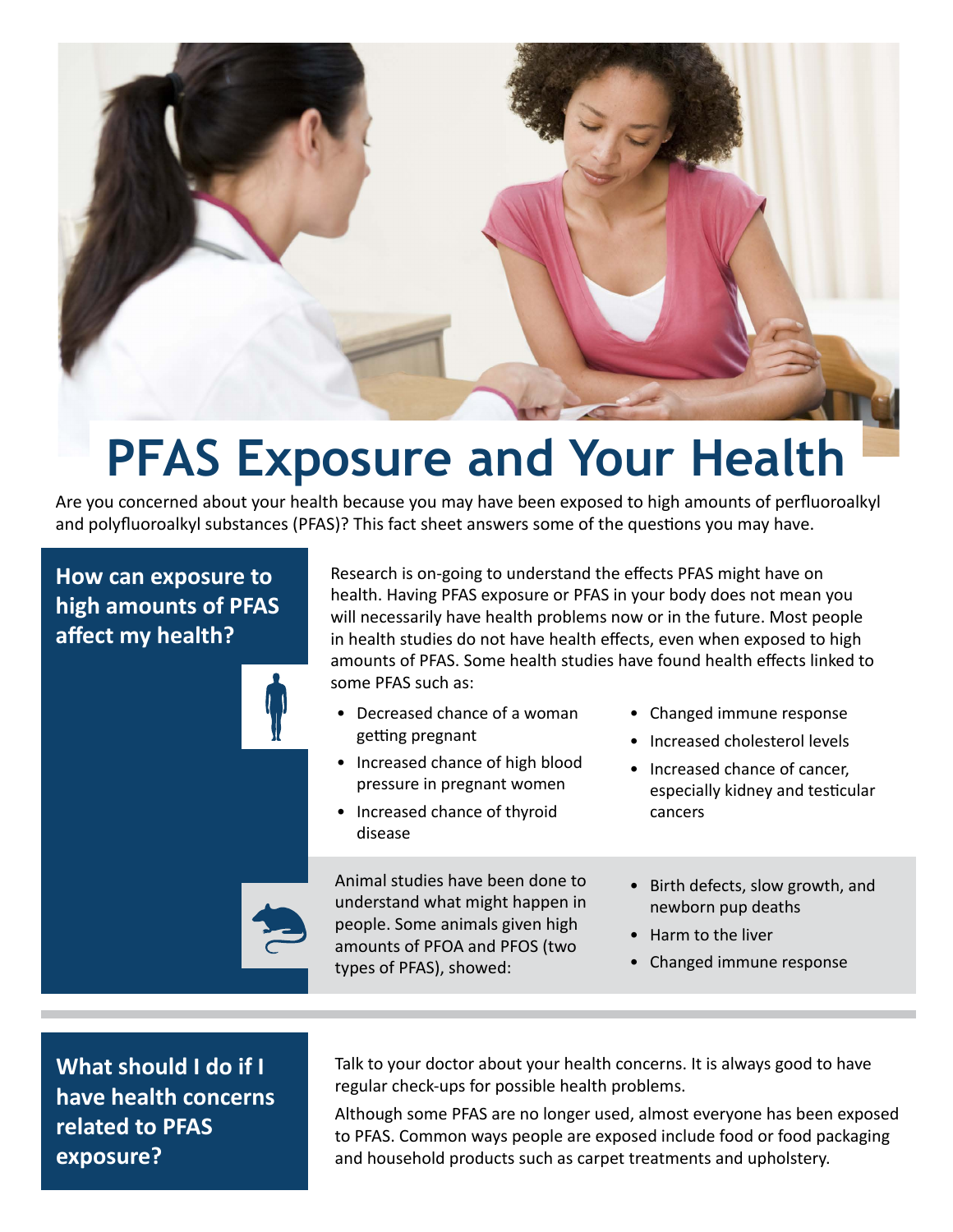# PFAS Exposure and Your Health

Are you concerned about your health because you may have been exposed to high amounts of perfluoroalkyl and polyfluoroalkyl substances (PFAS)? This fact sheet answers some of the questions you may have.

## How can exposure to high amounts of PFAS affect my health?

Research is on-going to understand the effects PFAS might have on health. Having PFAS exposure or PFAS in your body does not mean you will necessarily have health problems now or in the future. Most people in health studies do not have health effects, even when exposed to high amounts of PFAS. Some health studies have found health effects linked to some PFAS such as:

- Decreased chance of a woman getting pregnant
- Increased chance of high blood pressure in pregnant women
- Increased chance of thyroid disease
- Changed immune response
- Increased cholesterol levels
- Increased chance of cancer, especially kidney and testicular cancers

Animal studies have been done to understand what might happen in people. Some animals given high amounts of PFOA and PFOS (two types of PFAS), showed:

- Birth defects, slow growth, and newborn pup deaths
- Harm to the liver
- Changed immune response

## What should I do if I have health concerns related to PFAS exposure?

Talk to your doctor about your health concerns. It is always good to have regular check-ups for possible health problems.

Although some PFAS are no longer used, almost everyone has been exposed to PFAS. Common ways people are exposed include food or food packaging and household products such as carpet treatments and upholstery.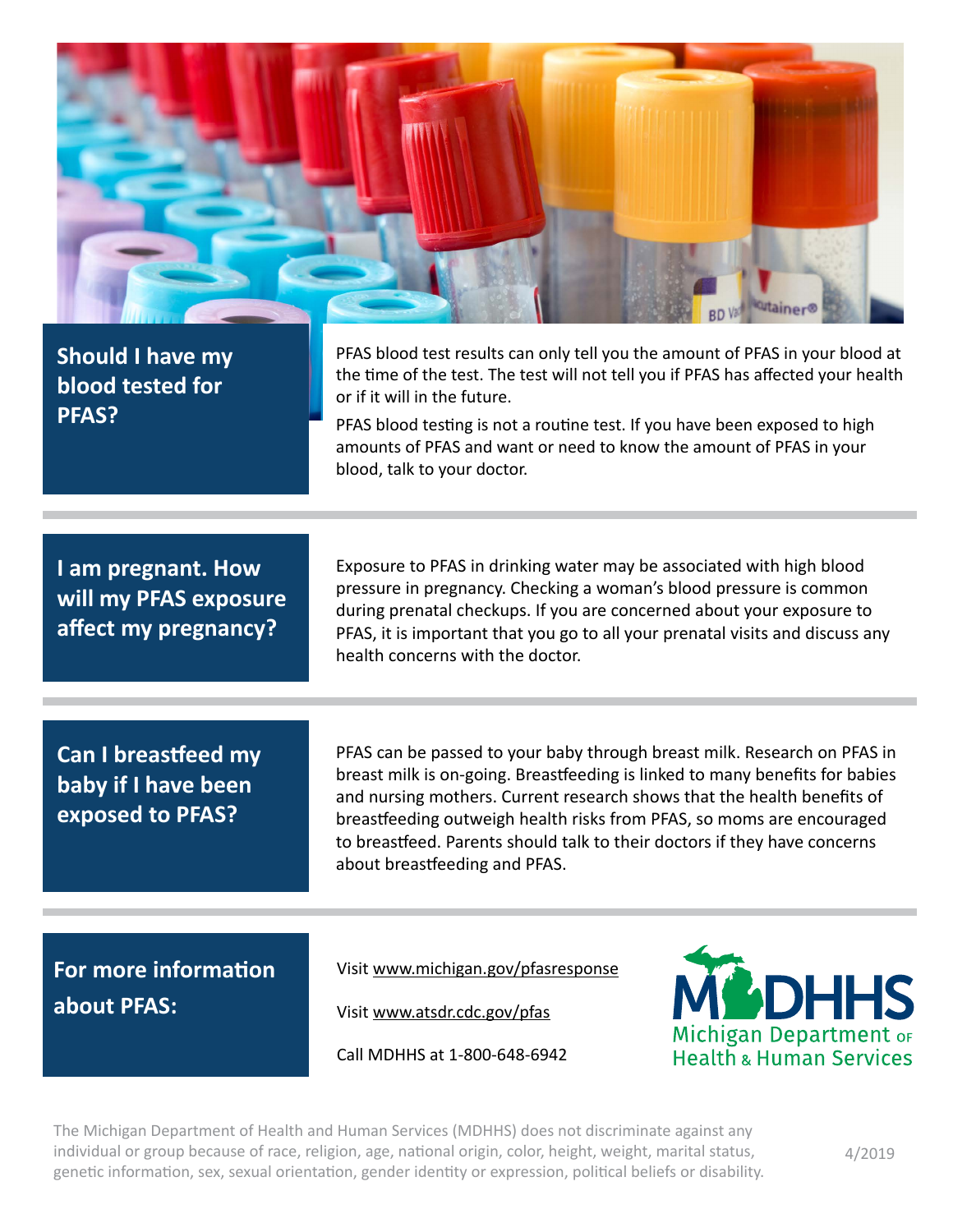## Should I have my blood tested for PFAS?

PFAS blood test results can only tell you the amount of PFAS in your blood at the time of the test. The test will not tell you if PFAS has affected your health or if it will in the future.

PFAS blood testing is not a routine test. If you have been exposed to high amounts of PFAS and want or need to know the amount of PFAS in your blood, talk to your doctor.

## I am pregnant. How will my PFAS exposure affect my pregnancy?

Exposure to PFAS in drinking water may be associated with high blood pressure in pregnancy. Checking a woman's blood pressure is common during prenatal checkups. If you are concerned about your exposure to PFAS, it is important that you go to all your prenatal visits and discuss any health concerns with the doctor.

## Can I breastfeed my baby if I have been exposed to PFAS?

PFAS can be passed to your baby through breast milk. Research on PFAS in breast milk is on-going. Breastfeeding is linked to many benefits for babies and nursing mothers. Current research shows that the health benefits of breastfeeding outweigh health risks from PFAS, so moms are encouraged to breastfeed. Parents should talk to their doctors if they have concerns about breastfeeding and PFAS.

## For more information about PFAS:

Visit www.michigan.gov/pfasresponse

Visit www.atsdr.cdc.gov/pfas

Call MDHHS at 1-800-648-6942

MDHHS
Michigan Department of Health & Human Services

The Michigan Department of Health and Human Services (MDHHS) does not discriminate against any individual or group because of race, religion, age, national origin, color, height, weight, marital status, genetic information, sex, sexual orientation, gender identity or expression, political beliefs or disability.

4/2019